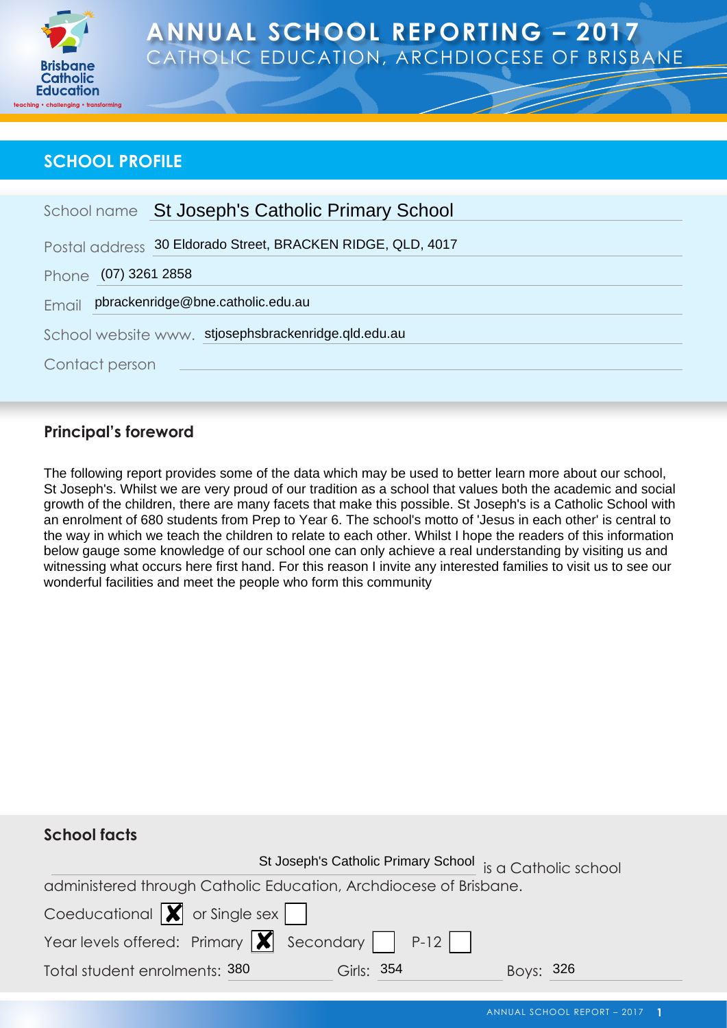# ANNUAL SCHOOL REPORTING – 2017

CATHOLIC EDUCATION, ARCHDIOCESE OF BRISBANE

## SCHOOL PROFILE

School name: St Joseph's Catholic Primary School

Postal address: 30 Eldorado Street, BRACKEN RIDGE, QLD, 4017

Phone: (07) 3261 2858

Email: pbrackenridge@bne.catholic.edu.au

School website www.: stjosephsbrackenridge.qld.edu.au

Contact person:

### Principal's foreword

The following report provides some of the data which may be used to better learn more about our school, St Joseph's. Whilst we are very proud of our tradition as a school that values both the academic and social growth of the children, there are many facets that make this possible. St Joseph's is a Catholic School with an enrolment of 680 students from Prep to Year 6. The school's motto of 'Jesus in each other' is central to the way in which we teach the children to relate to each other. Whilst I hope the readers of this information below gauge some knowledge of our school one can only achieve a real understanding by visiting us and witnessing what occurs here first hand. For this reason I invite any interested families to visit us to see our wonderful facilities and meet the people who form this community

### School facts

St Joseph's Catholic Primary School is a Catholic school administered through Catholic Education, Archdiocese of Brisbane.

Coeducational [X] or Single sex [ ]

Year levels offered: Primary [X] Secondary [ ] P-12 [ ]

Total student enrolments: 380 Girls: 354 Boys: 326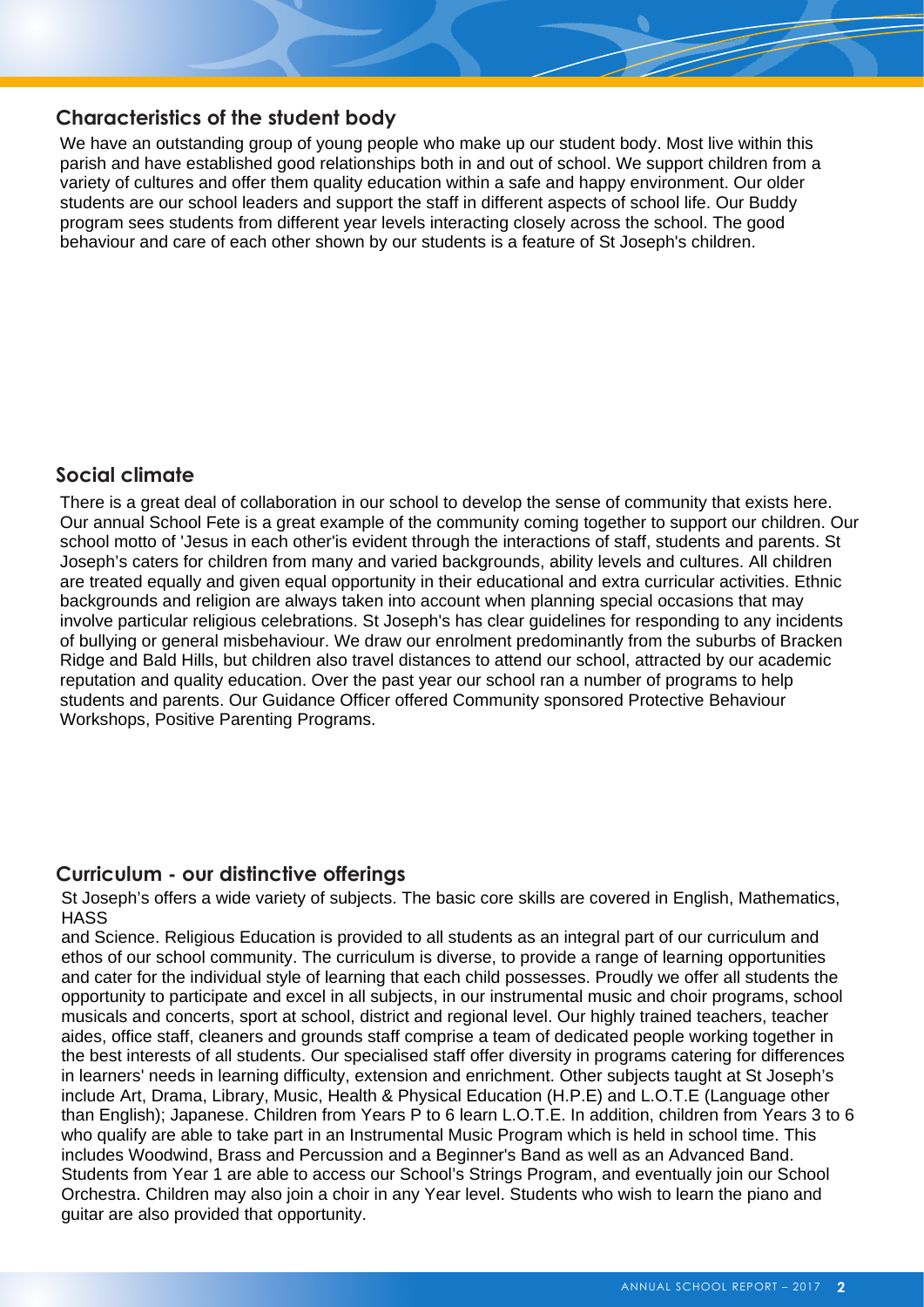## Characteristics of the student body

We have an outstanding group of young people who make up our student body. Most live within this parish and have established good relationships both in and out of school. We support children from a variety of cultures and offer them quality education within a safe and happy environment. Our older students are our school leaders and support the staff in different aspects of school life. Our Buddy program sees students from different year levels interacting closely across the school. The good behaviour and care of each other shown by our students is a feature of St Joseph's children.

## Social climate

There is a great deal of collaboration in our school to develop the sense of community that exists here. Our annual School Fete is a great example of the community coming together to support our children. Our school motto of 'Jesus in each other'is evident through the interactions of staff, students and parents. St Joseph's caters for children from many and varied backgrounds, ability levels and cultures. All children are treated equally and given equal opportunity in their educational and extra curricular activities. Ethnic backgrounds and religion are always taken into account when planning special occasions that may involve particular religious celebrations. St Joseph's has clear guidelines for responding to any incidents of bullying or general misbehaviour. We draw our enrolment predominantly from the suburbs of Bracken Ridge and Bald Hills, but children also travel distances to attend our school, attracted by our academic reputation and quality education. Over the past year our school ran a number of programs to help students and parents. Our Guidance Officer offered Community sponsored Protective Behaviour Workshops, Positive Parenting Programs.

## Curriculum - our distinctive offerings

St Joseph's offers a wide variety of subjects. The basic core skills are covered in English, Mathematics, HASS

and Science. Religious Education is provided to all students as an integral part of our curriculum and ethos of our school community. The curriculum is diverse, to provide a range of learning opportunities and cater for the individual style of learning that each child possesses. Proudly we offer all students the opportunity to participate and excel in all subjects, in our instrumental music and choir programs, school musicals and concerts, sport at school, district and regional level. Our highly trained teachers, teacher aides, office staff, cleaners and grounds staff comprise a team of dedicated people working together in the best interests of all students. Our specialised staff offer diversity in programs catering for differences in learners' needs in learning difficulty, extension and enrichment. Other subjects taught at St Joseph's include Art, Drama, Library, Music, Health & Physical Education (H.P.E) and L.O.T.E (Language other than English); Japanese. Children from Years P to 6 learn L.O.T.E. In addition, children from Years 3 to 6 who qualify are able to take part in an Instrumental Music Program which is held in school time. This includes Woodwind, Brass and Percussion and a Beginner's Band as well as an Advanced Band. Students from Year 1 are able to access our School's Strings Program, and eventually join our School Orchestra. Children may also join a choir in any Year level. Students who wish to learn the piano and guitar are also provided that opportunity.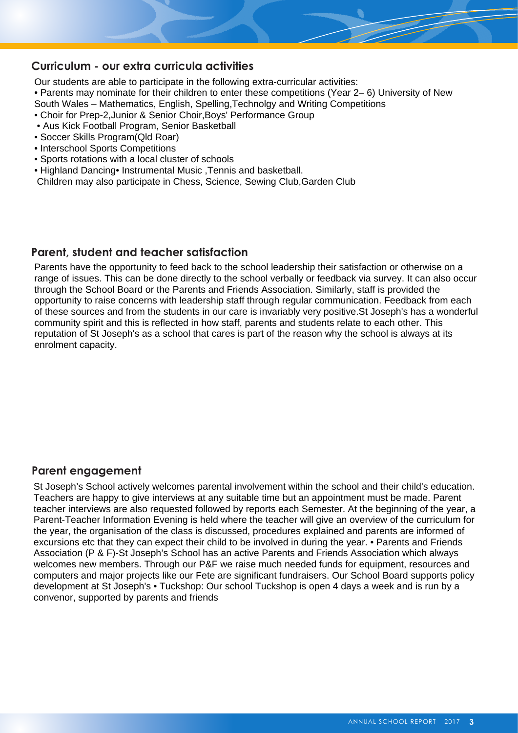## Curriculum - our extra curricula activities

Our students are able to participate in the following extra-curricular activities:

- Parents may nominate for their children to enter these competitions (Year 2– 6) University of New South Wales – Mathematics, English, Spelling,Technolgy and Writing Competitions
- Choir for Prep-2,Junior & Senior Choir,Boys' Performance Group
- Aus Kick Football Program, Senior Basketball
- Soccer Skills Program(Qld Roar)
- Interschool Sports Competitions
- Sports rotations with a local cluster of schools
- Highland Dancing• Instrumental Music ,Tennis and basketball.

Children may also participate in Chess, Science, Sewing Club,Garden Club

## Parent, student and teacher satisfaction

Parents have the opportunity to feed back to the school leadership their satisfaction or otherwise on a range of issues. This can be done directly to the school verbally or feedback via survey. It can also occur through the School Board or the Parents and Friends Association. Similarly, staff is provided the opportunity to raise concerns with leadership staff through regular communication. Feedback from each of these sources and from the students in our care is invariably very positive.St Joseph's has a wonderful community spirit and this is reflected in how staff, parents and students relate to each other. This reputation of St Joseph's as a school that cares is part of the reason why the school is always at its enrolment capacity.

## Parent engagement

St Joseph's School actively welcomes parental involvement within the school and their child's education. Teachers are happy to give interviews at any suitable time but an appointment must be made. Parent teacher interviews are also requested followed by reports each Semester. At the beginning of the year, a Parent-Teacher Information Evening is held where the teacher will give an overview of the curriculum for the year, the organisation of the class is discussed, procedures explained and parents are informed of excursions etc that they can expect their child to be involved in during the year. • Parents and Friends Association (P & F)-St Joseph's School has an active Parents and Friends Association which always welcomes new members. Through our P&F we raise much needed funds for equipment, resources and computers and major projects like our Fete are significant fundraisers. Our School Board supports policy development at St Joseph's • Tuckshop: Our school Tuckshop is open 4 days a week and is run by a convenor, supported by parents and friends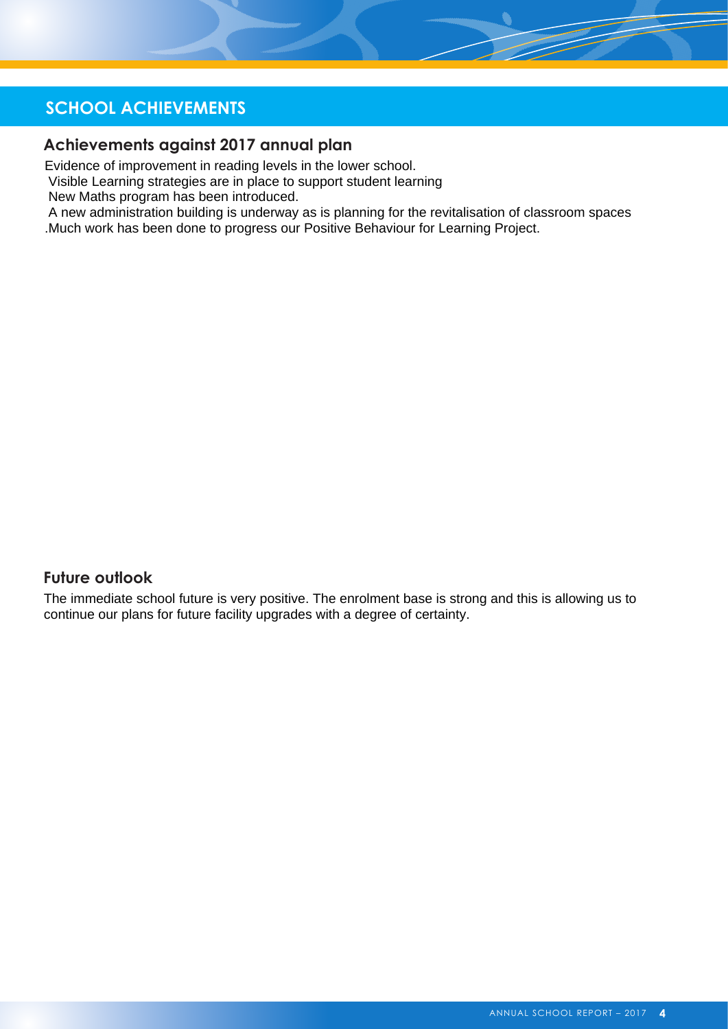## SCHOOL ACHIEVEMENTS

### Achievements against 2017 annual plan

Evidence of improvement in reading levels in the lower school.
Visible Learning strategies are in place to support student learning
New Maths program has been introduced.
A new administration building is underway as is planning for the revitalisation of classroom spaces
.Much work has been done to progress our Positive Behaviour for Learning Project.

### Future outlook

The immediate school future is very positive. The enrolment base is strong and this is allowing us to continue our plans for future facility upgrades with a degree of certainty.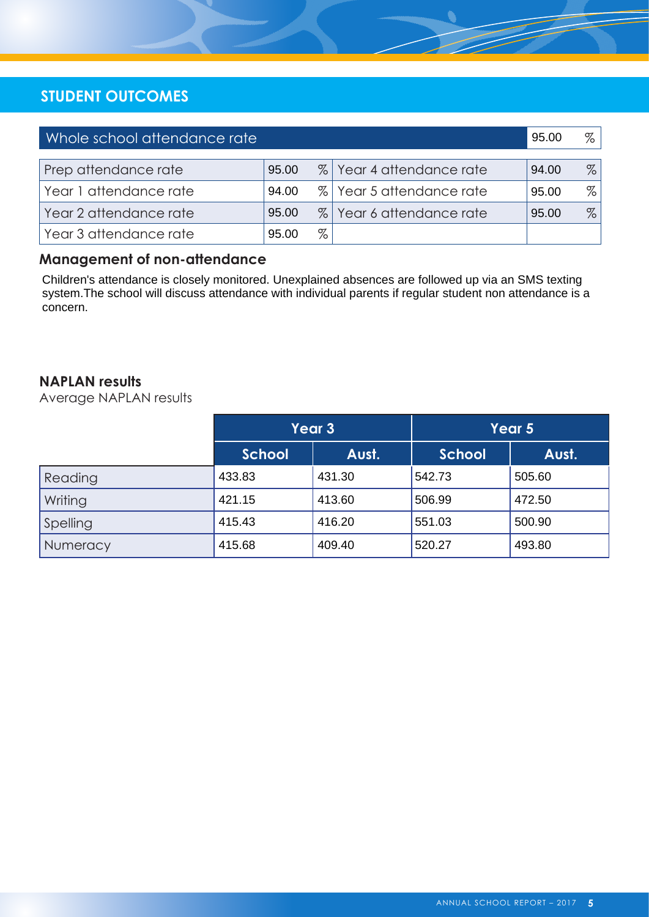## STUDENT OUTCOMES

| Whole school attendance rate | | | 95.00 % |
|---|---|---|---|
| Prep attendance rate | 95.00 % | Year 4 attendance rate | 94.00 % |
| Year 1 attendance rate | 94.00 % | Year 5 attendance rate | 95.00 % |
| Year 2 attendance rate | 95.00 % | Year 6 attendance rate | 95.00 % |
| Year 3 attendance rate | 95.00 % | | |

### Management of non-attendance

Children's attendance is closely monitored. Unexplained absences are followed up via an SMS texting system.The school will discuss attendance with individual parents if regular student non attendance is a concern.

### NAPLAN results

Average NAPLAN results

| | Year 3 | | Year 5 | |
|---|---|---|---|---|
| | School | Aust. | School | Aust. |
| Reading | 433.83 | 431.30 | 542.73 | 505.60 |
| Writing | 421.15 | 413.60 | 506.99 | 472.50 |
| Spelling | 415.43 | 416.20 | 551.03 | 500.90 |
| Numeracy | 415.68 | 409.40 | 520.27 | 493.80 |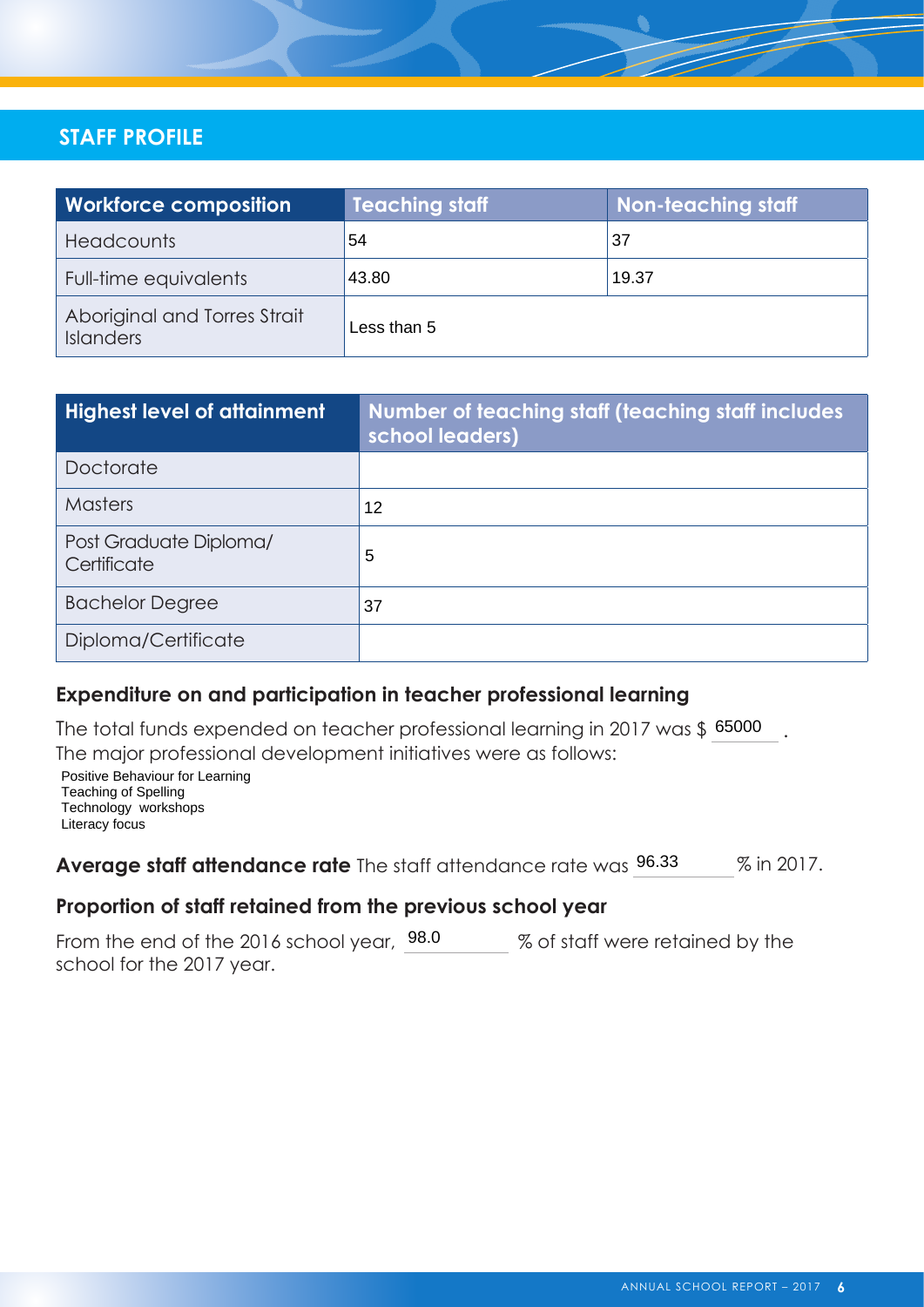## STAFF PROFILE

| Workforce composition | Teaching staff | Non-teaching staff |
|---|---|---|
| Headcounts | 54 | 37 |
| Full-time equivalents | 43.80 | 19.37 |
| Aboriginal and Torres Strait Islanders | Less than 5 | |

| Highest level of attainment | Number of teaching staff (teaching staff includes school leaders) |
|---|---|
| Doctorate | |
| Masters | 12 |
| Post Graduate Diploma/ Certificate | 5 |
| Bachelor Degree | 37 |
| Diploma/Certificate | |

### Expenditure on and participation in teacher professional learning

The total funds expended on teacher professional learning in 2017 was $ 65000 .

The major professional development initiatives were as follows:

Positive Behaviour for Learning
Teaching of Spelling
Technology workshops
Literacy focus

**Average staff attendance rate** The staff attendance rate was 96.33 % in 2017.

### Proportion of staff retained from the previous school year

From the end of the 2016 school year, 98.0 % of staff were retained by the school for the 2017 year.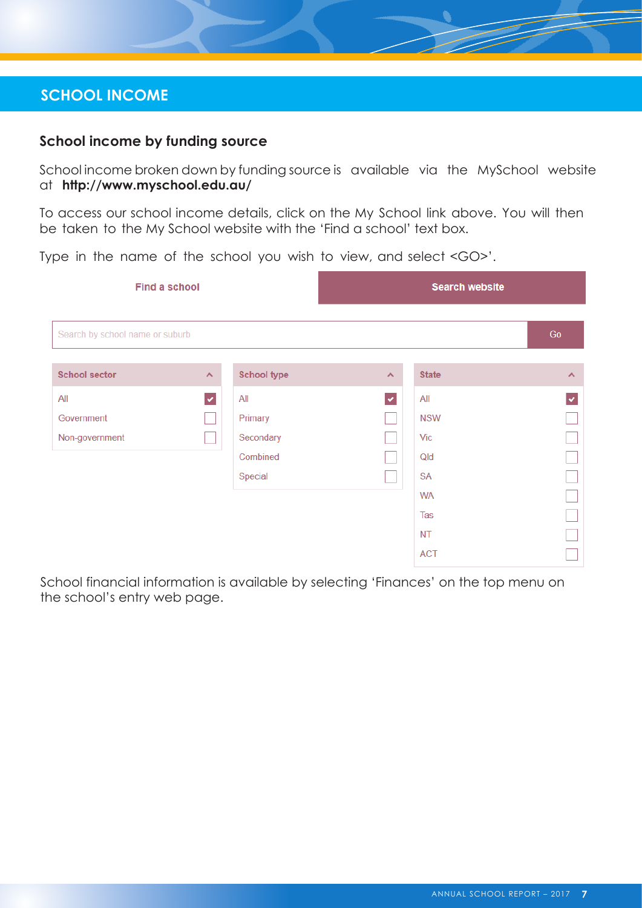## SCHOOL INCOME

### School income by funding source

School income broken down by funding source is available via the MySchool website at **http://www.myschool.edu.au/**

To access our school income details, click on the My School link above. You will then be taken to the My School website with the 'Find a school' text box.

Type in the name of the school you wish to view, and select <GO>'.

Find a school

Search website

Search by school name or suburb

Go

School sector
- All ☑
- Government ☐
- Non-government ☐

School type
- All ☑
- Primary ☐
- Secondary ☐
- Combined ☐
- Special ☐

State
- All ☑
- NSW ☐
- Vic ☐
- Qld ☐
- SA ☐
- WA ☐
- Tas ☐
- NT ☐
- ACT ☐

School financial information is available by selecting 'Finances' on the top menu on the school's entry web page.